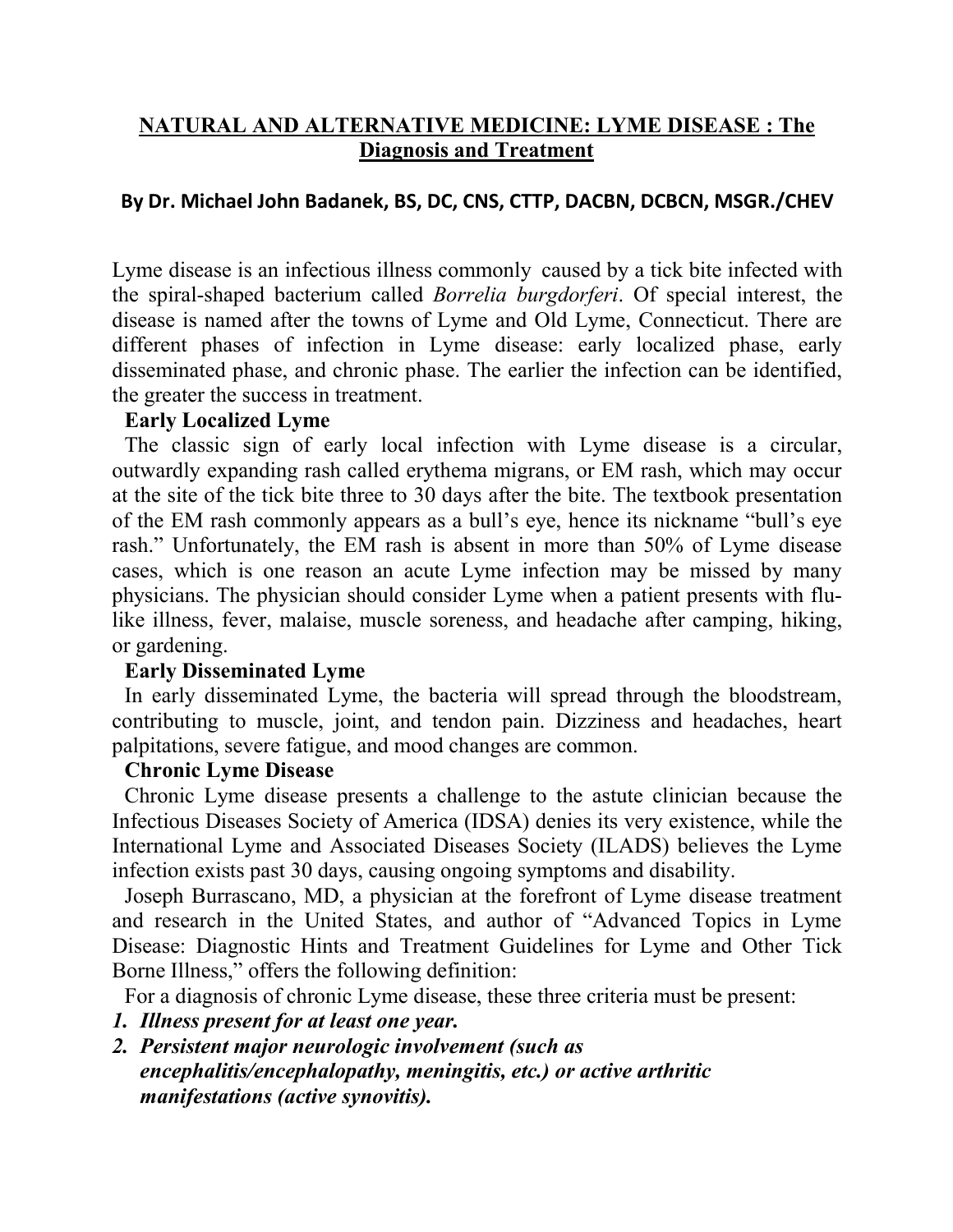# NATURAL AND ALTERNATIVE MEDICINE: LYME DISEASE : The Diagnosis and Treatment

**By Dr. Michael John Badanek, BS, DC, CNS, CTTP, DACBN, DCBCN, MSGR./CHEV**

Lyme disease is an infectious illness commonly caused by a tick bite infected with the spiral-shaped bacterium called *Borrelia burgdorferi*. Of special interest, the disease is named after the towns of Lyme and Old Lyme, Connecticut. There are different phases of infection in Lyme disease: early localized phase, early disseminated phase, and chronic phase. The earlier the infection can be identified, the greater the success in treatment.

**Early Localized Lyme**

The classic sign of early local infection with Lyme disease is a circular, outwardly expanding rash called erythema migrans, or EM rash, which may occur at the site of the tick bite three to 30 days after the bite. The textbook presentation of the EM rash commonly appears as a bull's eye, hence its nickname "bull's eye rash." Unfortunately, the EM rash is absent in more than 50% of Lyme disease cases, which is one reason an acute Lyme infection may be missed by many physicians. The physician should consider Lyme when a patient presents with flu-like illness, fever, malaise, muscle soreness, and headache after camping, hiking, or gardening.

**Early Disseminated Lyme**

In early disseminated Lyme, the bacteria will spread through the bloodstream, contributing to muscle, joint, and tendon pain. Dizziness and headaches, heart palpitations, severe fatigue, and mood changes are common.

**Chronic Lyme Disease**

Chronic Lyme disease presents a challenge to the astute clinician because the Infectious Diseases Society of America (IDSA) denies its very existence, while the International Lyme and Associated Diseases Society (ILADS) believes the Lyme infection exists past 30 days, causing ongoing symptoms and disability.

Joseph Burrascano, MD, a physician at the forefront of Lyme disease treatment and research in the United States, and author of "Advanced Topics in Lyme Disease: Diagnostic Hints and Treatment Guidelines for Lyme and Other Tick Borne Illness," offers the following definition:

For a diagnosis of chronic Lyme disease, these three criteria must be present:

1. ***Illness present for at least one year.***
2. ***Persistent major neurologic involvement (such as encephalitis/encephalopathy, meningitis, etc.) or active arthritic manifestations (active synovitis).***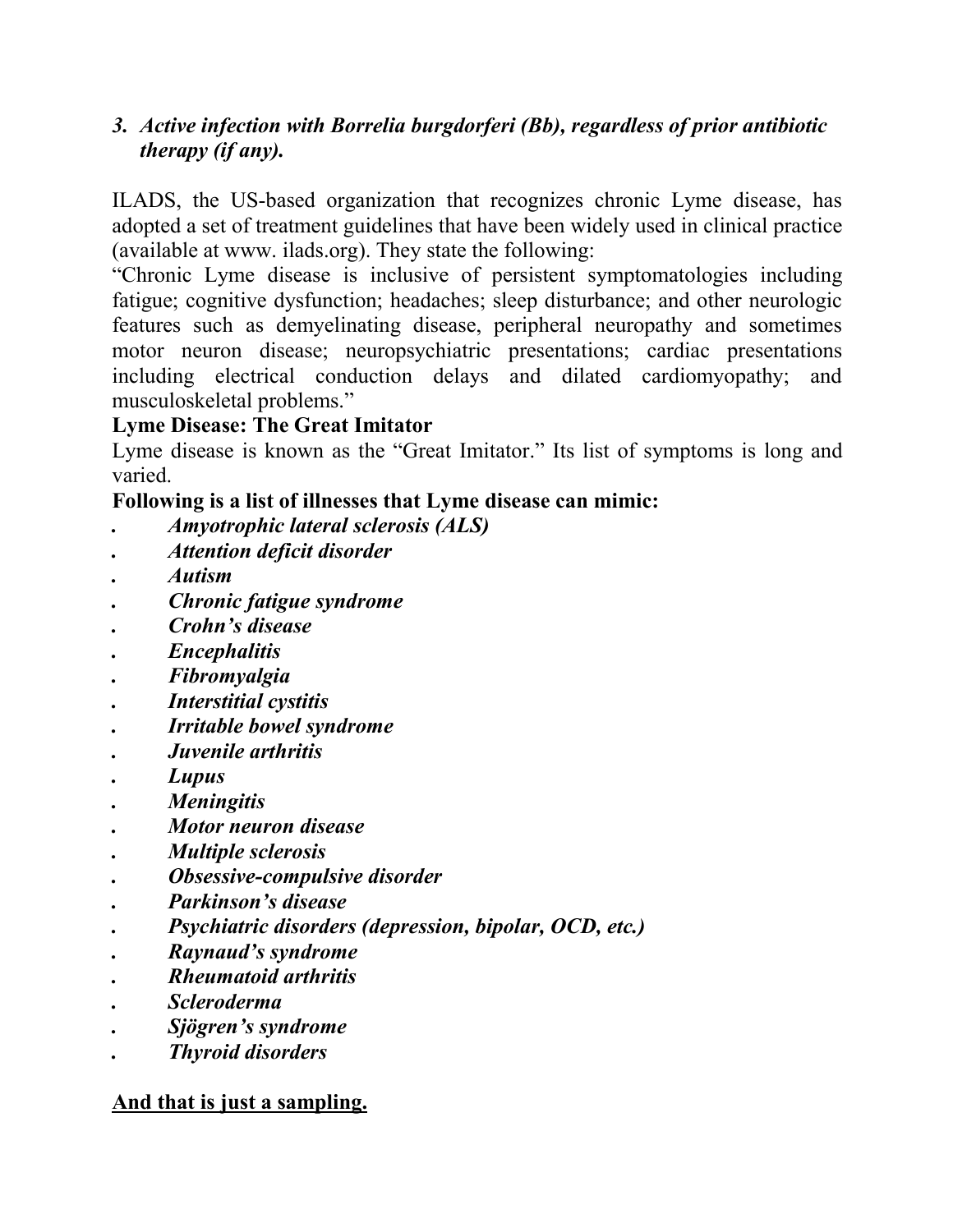*3. Active infection with Borrelia burgdorferi (Bb), regardless of prior antibiotic therapy (if any).*

ILADS, the US-based organization that recognizes chronic Lyme disease, has adopted a set of treatment guidelines that have been widely used in clinical practice (available at www. ilads.org). They state the following:
"Chronic Lyme disease is inclusive of persistent symptomatologies including fatigue; cognitive dysfunction; headaches; sleep disturbance; and other neurologic features such as demyelinating disease, peripheral neuropathy and sometimes motor neuron disease; neuropsychiatric presentations; cardiac presentations including electrical conduction delays and dilated cardiomyopathy; and musculoskeletal problems."

**Lyme Disease: The Great Imitator**

Lyme disease is known as the "Great Imitator." Its list of symptoms is long and varied.

**Following is a list of illnesses that Lyme disease can mimic:**

- ***Amyotrophic lateral sclerosis (ALS)***
- ***Attention deficit disorder***
- ***Autism***
- ***Chronic fatigue syndrome***
- ***Crohn's disease***
- ***Encephalitis***
- ***Fibromyalgia***
- ***Interstitial cystitis***
- ***Irritable bowel syndrome***
- ***Juvenile arthritis***
- ***Lupus***
- ***Meningitis***
- ***Motor neuron disease***
- ***Multiple sclerosis***
- ***Obsessive-compulsive disorder***
- ***Parkinson's disease***
- ***Psychiatric disorders (depression, bipolar, OCD, etc.)***
- ***Raynaud's syndrome***
- ***Rheumatoid arthritis***
- ***Scleroderma***
- ***Sjögren's syndrome***
- ***Thyroid disorders***

<u>**And that is just a sampling.**</u>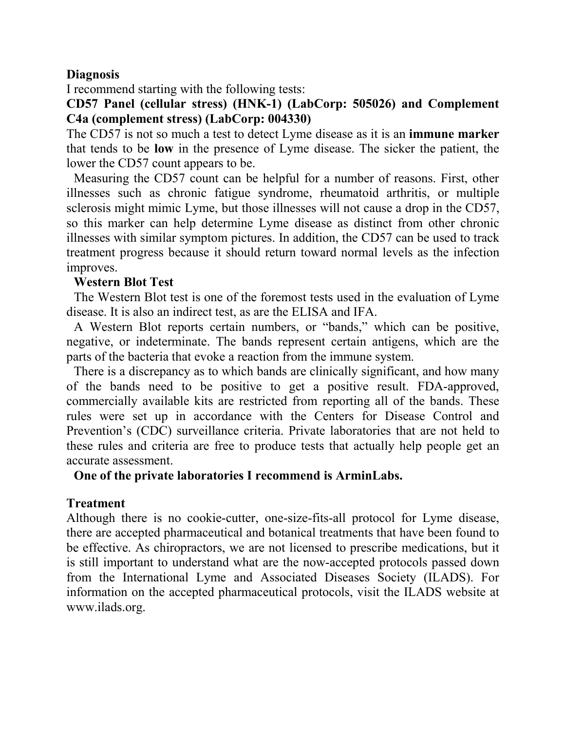## Diagnosis

I recommend starting with the following tests:

**CD57 Panel (cellular stress) (HNK-1) (LabCorp: 505026) and Complement C4a (complement stress) (LabCorp: 004330)**

The CD57 is not so much a test to detect Lyme disease as it is an **immune marker** that tends to be **low** in the presence of Lyme disease. The sicker the patient, the lower the CD57 count appears to be.

Measuring the CD57 count can be helpful for a number of reasons. First, other illnesses such as chronic fatigue syndrome, rheumatoid arthritis, or multiple sclerosis might mimic Lyme, but those illnesses will not cause a drop in the CD57, so this marker can help determine Lyme disease as distinct from other chronic illnesses with similar symptom pictures. In addition, the CD57 can be used to track treatment progress because it should return toward normal levels as the infection improves.

**Western Blot Test**

The Western Blot test is one of the foremost tests used in the evaluation of Lyme disease. It is also an indirect test, as are the ELISA and IFA.

A Western Blot reports certain numbers, or "bands," which can be positive, negative, or indeterminate. The bands represent certain antigens, which are the parts of the bacteria that evoke a reaction from the immune system.

There is a discrepancy as to which bands are clinically significant, and how many of the bands need to be positive to get a positive result. FDA-approved, commercially available kits are restricted from reporting all of the bands. These rules were set up in accordance with the Centers for Disease Control and Prevention's (CDC) surveillance criteria. Private laboratories that are not held to these rules and criteria are free to produce tests that actually help people get an accurate assessment.

**One of the private laboratories I recommend is ArminLabs.**

## Treatment

Although there is no cookie-cutter, one-size-fits-all protocol for Lyme disease, there are accepted pharmaceutical and botanical treatments that have been found to be effective. As chiropractors, we are not licensed to prescribe medications, but it is still important to understand what are the now-accepted protocols passed down from the International Lyme and Associated Diseases Society (ILADS). For information on the accepted pharmaceutical protocols, visit the ILADS website at www.ilads.org.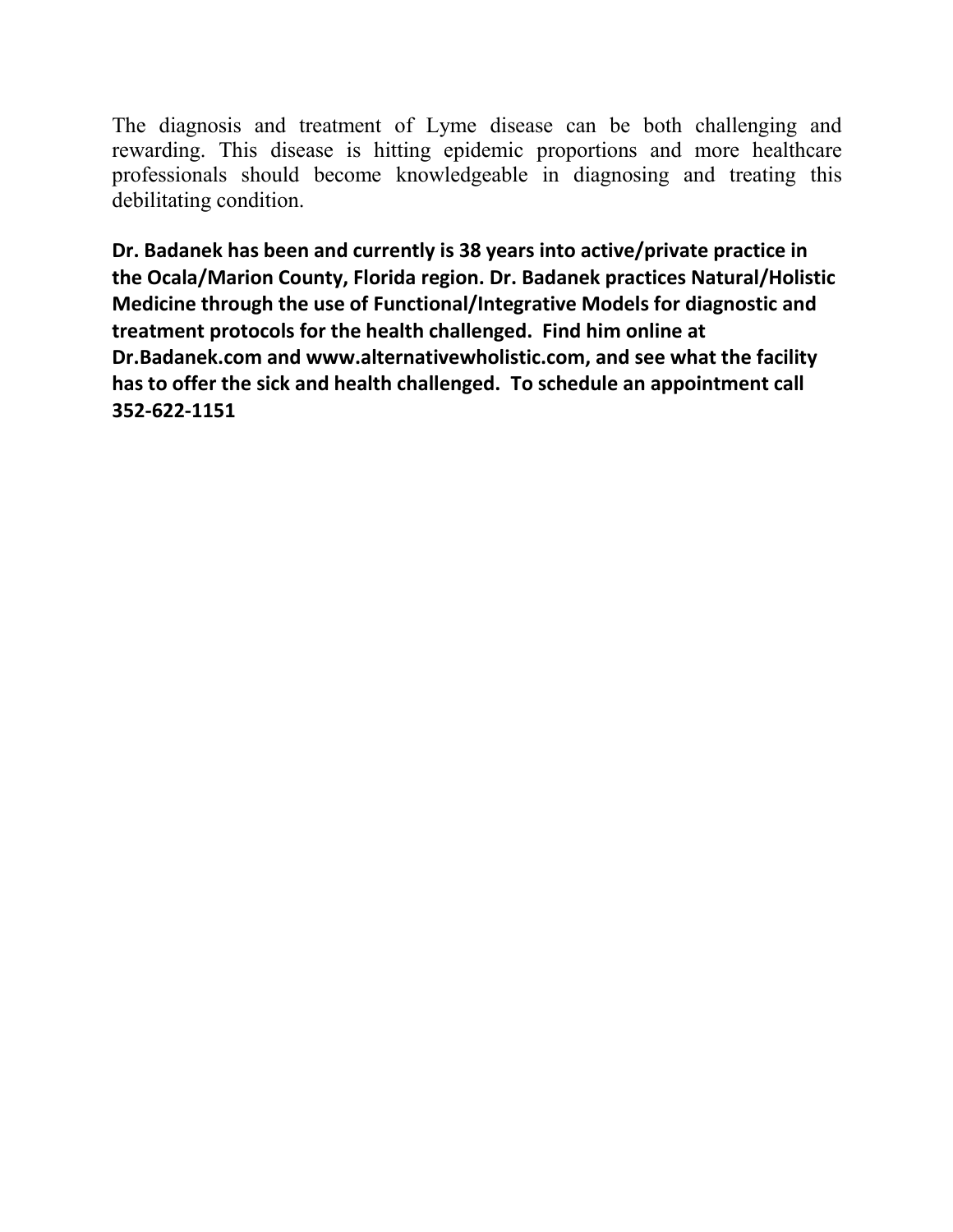The diagnosis and treatment of Lyme disease can be both challenging and rewarding. This disease is hitting epidemic proportions and more healthcare professionals should become knowledgeable in diagnosing and treating this debilitating condition.

**Dr. Badanek has been and currently is 38 years into active/private practice in the Ocala/Marion County, Florida region. Dr. Badanek practices Natural/Holistic Medicine through the use of Functional/Integrative Models for diagnostic and treatment protocols for the health challenged. Find him online at Dr.Badanek.com and www.alternativewholistic.com, and see what the facility has to offer the sick and health challenged. To schedule an appointment call 352-622-1151**